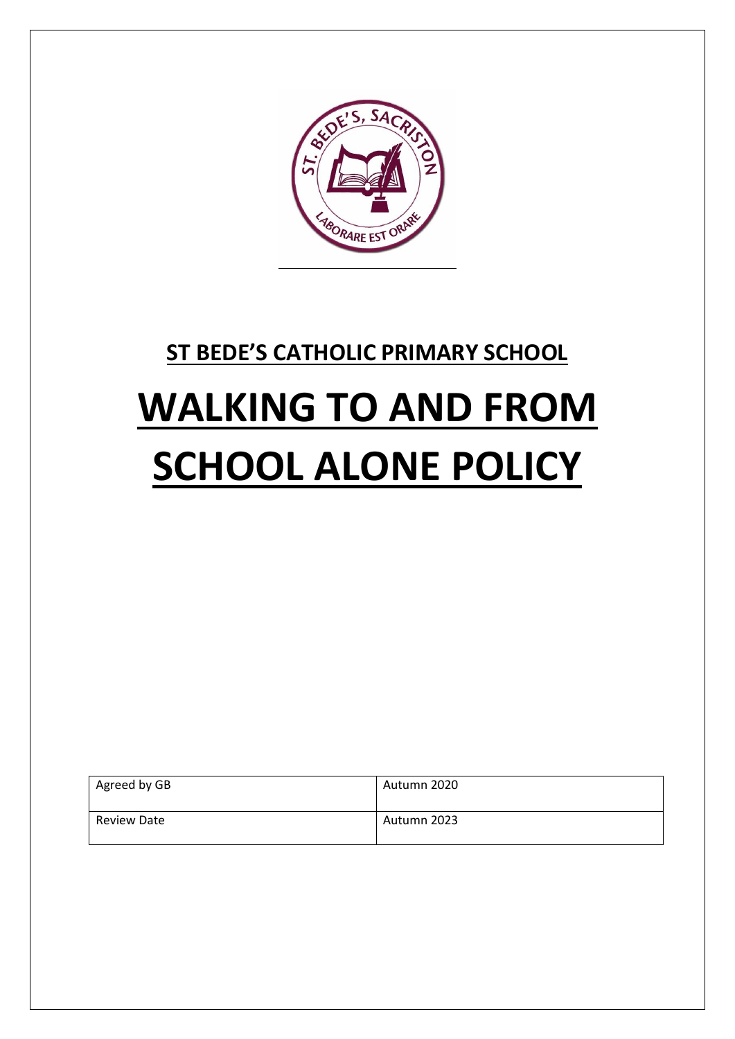**ST BEDE'S CATHOLIC PRIMARY SCHOOL**

# WALKING TO AND FROM SCHOOL ALONE POLICY

| Agreed by GB | Autumn 2020 |
| --- | --- |
| Review Date | Autumn 2023 |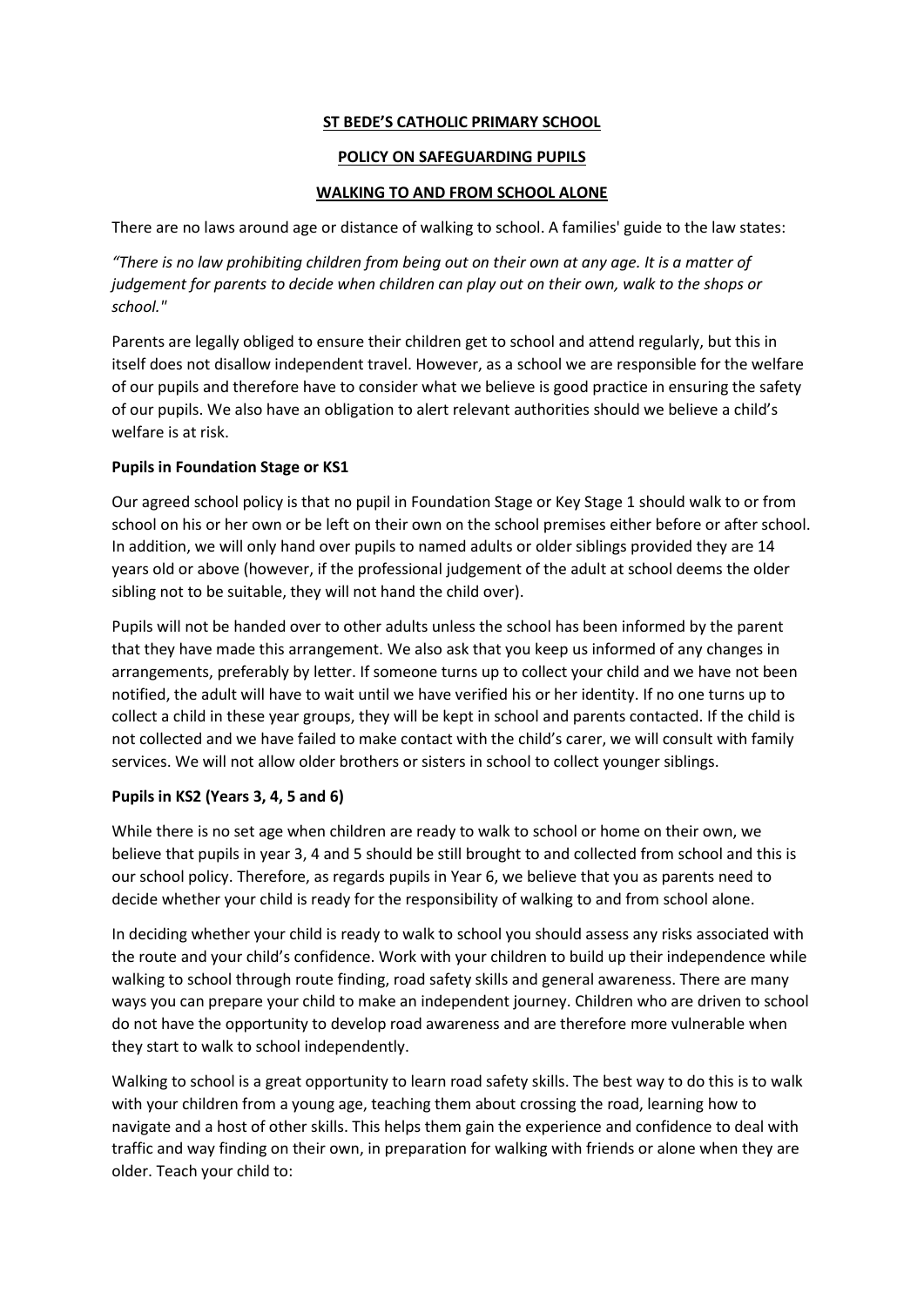**ST BEDE'S CATHOLIC PRIMARY SCHOOL**

**POLICY ON SAFEGUARDING PUPILS**

**WALKING TO AND FROM SCHOOL ALONE**

There are no laws around age or distance of walking to school. A families' guide to the law states:

*"There is no law prohibiting children from being out on their own at any age. It is a matter of judgement for parents to decide when children can play out on their own, walk to the shops or school."*

Parents are legally obliged to ensure their children get to school and attend regularly, but this in itself does not disallow independent travel. However, as a school we are responsible for the welfare of our pupils and therefore have to consider what we believe is good practice in ensuring the safety of our pupils. We also have an obligation to alert relevant authorities should we believe a child's welfare is at risk.

**Pupils in Foundation Stage or KS1**

Our agreed school policy is that no pupil in Foundation Stage or Key Stage 1 should walk to or from school on his or her own or be left on their own on the school premises either before or after school. In addition, we will only hand over pupils to named adults or older siblings provided they are 14 years old or above (however, if the professional judgement of the adult at school deems the older sibling not to be suitable, they will not hand the child over).

Pupils will not be handed over to other adults unless the school has been informed by the parent that they have made this arrangement. We also ask that you keep us informed of any changes in arrangements, preferably by letter. If someone turns up to collect your child and we have not been notified, the adult will have to wait until we have verified his or her identity. If no one turns up to collect a child in these year groups, they will be kept in school and parents contacted. If the child is not collected and we have failed to make contact with the child's carer, we will consult with family services. We will not allow older brothers or sisters in school to collect younger siblings.

**Pupils in KS2 (Years 3, 4, 5 and 6)**

While there is no set age when children are ready to walk to school or home on their own, we believe that pupils in year 3, 4 and 5 should be still brought to and collected from school and this is our school policy. Therefore, as regards pupils in Year 6, we believe that you as parents need to decide whether your child is ready for the responsibility of walking to and from school alone.

In deciding whether your child is ready to walk to school you should assess any risks associated with the route and your child's confidence. Work with your children to build up their independence while walking to school through route finding, road safety skills and general awareness. There are many ways you can prepare your child to make an independent journey. Children who are driven to school do not have the opportunity to develop road awareness and are therefore more vulnerable when they start to walk to school independently.

Walking to school is a great opportunity to learn road safety skills. The best way to do this is to walk with your children from a young age, teaching them about crossing the road, learning how to navigate and a host of other skills. This helps them gain the experience and confidence to deal with traffic and way finding on their own, in preparation for walking with friends or alone when they are older. Teach your child to: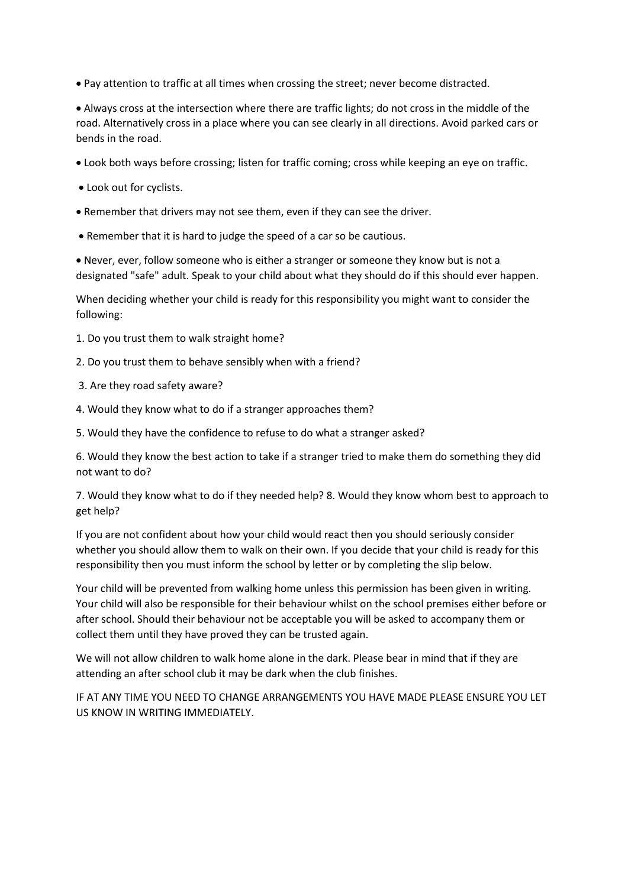- Pay attention to traffic at all times when crossing the street; never become distracted.
- Always cross at the intersection where there are traffic lights; do not cross in the middle of the road. Alternatively cross in a place where you can see clearly in all directions. Avoid parked cars or bends in the road.
- Look both ways before crossing; listen for traffic coming; cross while keeping an eye on traffic.
- Look out for cyclists.
- Remember that drivers may not see them, even if they can see the driver.
- Remember that it is hard to judge the speed of a car so be cautious.
- Never, ever, follow someone who is either a stranger or someone they know but is not a designated "safe" adult. Speak to your child about what they should do if this should ever happen.

When deciding whether your child is ready for this responsibility you might want to consider the following:

1. Do you trust them to walk straight home?
2. Do you trust them to behave sensibly when with a friend?
3. Are they road safety aware?
4. Would they know what to do if a stranger approaches them?
5. Would they have the confidence to refuse to do what a stranger asked?
6. Would they know the best action to take if a stranger tried to make them do something they did not want to do?
7. Would they know what to do if they needed help? 8. Would they know whom best to approach to get help?

If you are not confident about how your child would react then you should seriously consider whether you should allow them to walk on their own. If you decide that your child is ready for this responsibility then you must inform the school by letter or by completing the slip below.

Your child will be prevented from walking home unless this permission has been given in writing. Your child will also be responsible for their behaviour whilst on the school premises either before or after school. Should their behaviour not be acceptable you will be asked to accompany them or collect them until they have proved they can be trusted again.

We will not allow children to walk home alone in the dark. Please bear in mind that if they are attending an after school club it may be dark when the club finishes.

IF AT ANY TIME YOU NEED TO CHANGE ARRANGEMENTS YOU HAVE MADE PLEASE ENSURE YOU LET US KNOW IN WRITING IMMEDIATELY.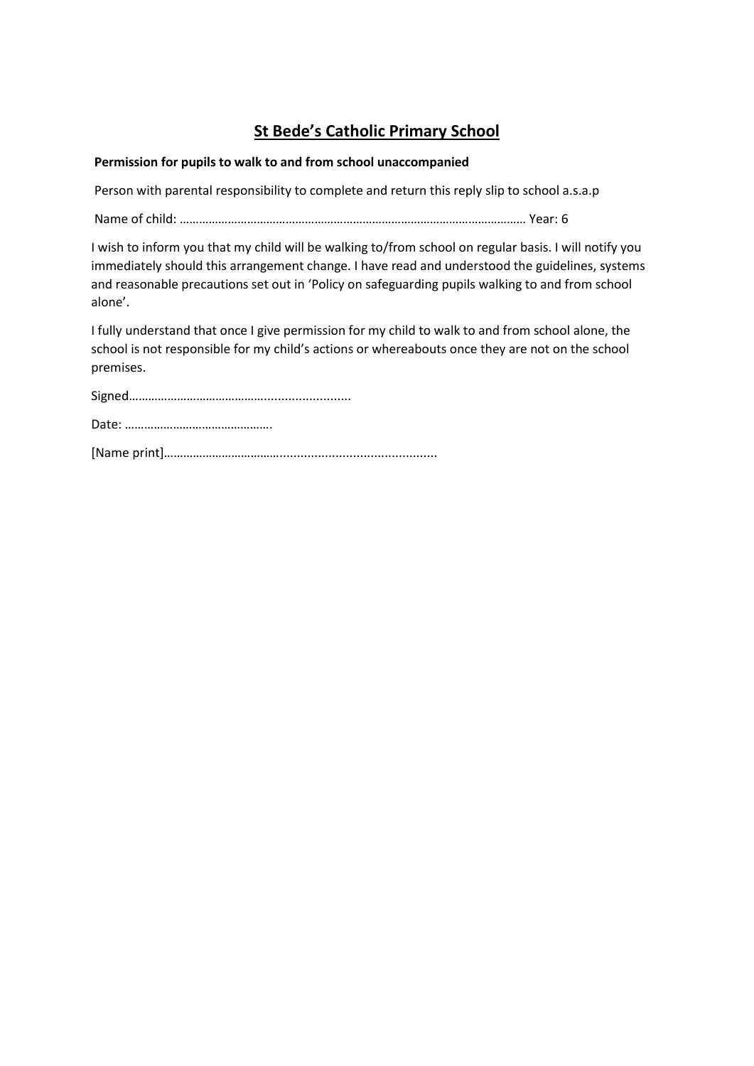# St Bede's Catholic Primary School

**Permission for pupils to walk to and from school unaccompanied**

Person with parental responsibility to complete and return this reply slip to school a.s.a.p

Name of child: ………………………………………………………………………………………………… Year: 6

I wish to inform you that my child will be walking to/from school on regular basis. I will notify you immediately should this arrangement change. I have read and understood the guidelines, systems and reasonable precautions set out in 'Policy on safeguarding pupils walking to and from school alone'.

I fully understand that once I give permission for my child to walk to and from school alone, the school is not responsible for my child's actions or whereabouts once they are not on the school premises.

Signed…………………………………….......................

Date: ……………………………………….

[Name print]……………………………..........................................